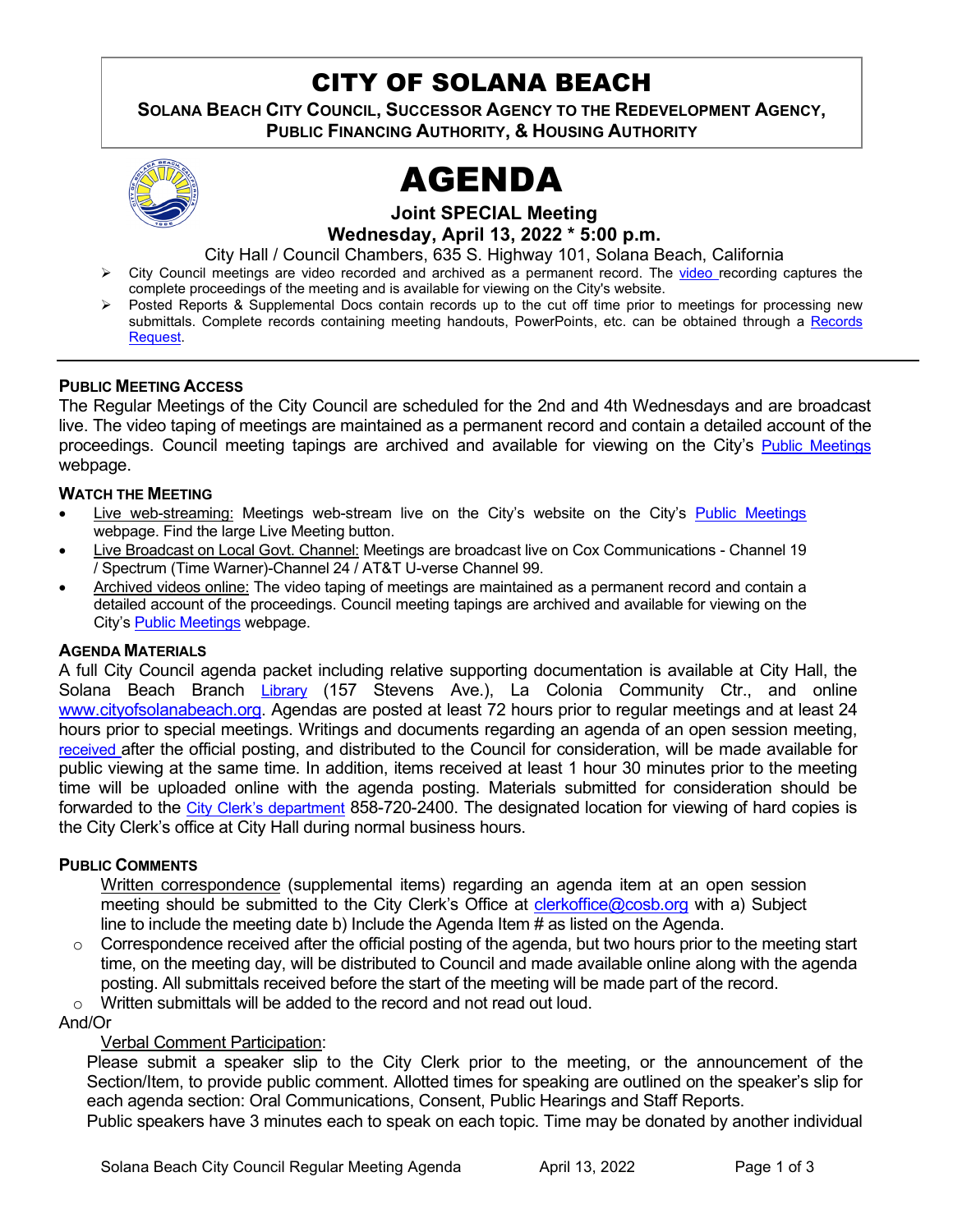# CITY OF SOLANA BEACH

**SOLANA BEACH CITY COUNCIL, SUCCESSOR AGENCY TO THE REDEVELOPMENT AGENCY, PUBLIC FINANCING AUTHORITY, & HOUSING AUTHORITY**

# AGENDA

**Joint SPECIAL Meeting**
**Wednesday, April 13, 2022 * 5:00 p.m.**

City Hall / Council Chambers, 635 S. Highway 101, Solana Beach, California

- City Council meetings are video recorded and archived as a permanent record. The video recording captures the complete proceedings of the meeting and is available for viewing on the City's website.
- Posted Reports & Supplemental Docs contain records up to the cut off time prior to meetings for processing new submittals. Complete records containing meeting handouts, PowerPoints, etc. can be obtained through a Records Request.

---

### PUBLIC MEETING ACCESS

The Regular Meetings of the City Council are scheduled for the 2nd and 4th Wednesdays and are broadcast live. The video taping of meetings are maintained as a permanent record and contain a detailed account of the proceedings. Council meeting tapings are archived and available for viewing on the City's Public Meetings webpage.

### WATCH THE MEETING

- Live web-streaming: Meetings web-stream live on the City's website on the City's Public Meetings webpage. Find the large Live Meeting button.
- Live Broadcast on Local Govt. Channel: Meetings are broadcast live on Cox Communications - Channel 19 / Spectrum (Time Warner)-Channel 24 / AT&T U-verse Channel 99.
- Archived videos online: The video taping of meetings are maintained as a permanent record and contain a detailed account of the proceedings. Council meeting tapings are archived and available for viewing on the City's Public Meetings webpage.

### AGENDA MATERIALS

A full City Council agenda packet including relative supporting documentation is available at City Hall, the Solana Beach Branch Library (157 Stevens Ave.), La Colonia Community Ctr., and online www.cityofsolanabeach.org. Agendas are posted at least 72 hours prior to regular meetings and at least 24 hours prior to special meetings. Writings and documents regarding an agenda of an open session meeting, received after the official posting, and distributed to the Council for consideration, will be made available for public viewing at the same time. In addition, items received at least 1 hour 30 minutes prior to the meeting time will be uploaded online with the agenda posting. Materials submitted for consideration should be forwarded to the City Clerk's department 858-720-2400. The designated location for viewing of hard copies is the City Clerk's office at City Hall during normal business hours.

### PUBLIC COMMENTS

Written correspondence (supplemental items) regarding an agenda item at an open session meeting should be submitted to the City Clerk's Office at clerkoffice@cosb.org with a) Subject line to include the meeting date b) Include the Agenda Item # as listed on the Agenda.

- Correspondence received after the official posting of the agenda, but two hours prior to the meeting start time, on the meeting day, will be distributed to Council and made available online along with the agenda posting. All submittals received before the start of the meeting will be made part of the record.
- Written submittals will be added to the record and not read out loud.

And/Or

Verbal Comment Participation:

Please submit a speaker slip to the City Clerk prior to the meeting, or the announcement of the Section/Item, to provide public comment. Allotted times for speaking are outlined on the speaker's slip for each agenda section: Oral Communications, Consent, Public Hearings and Staff Reports.

Public speakers have 3 minutes each to speak on each topic. Time may be donated by another individual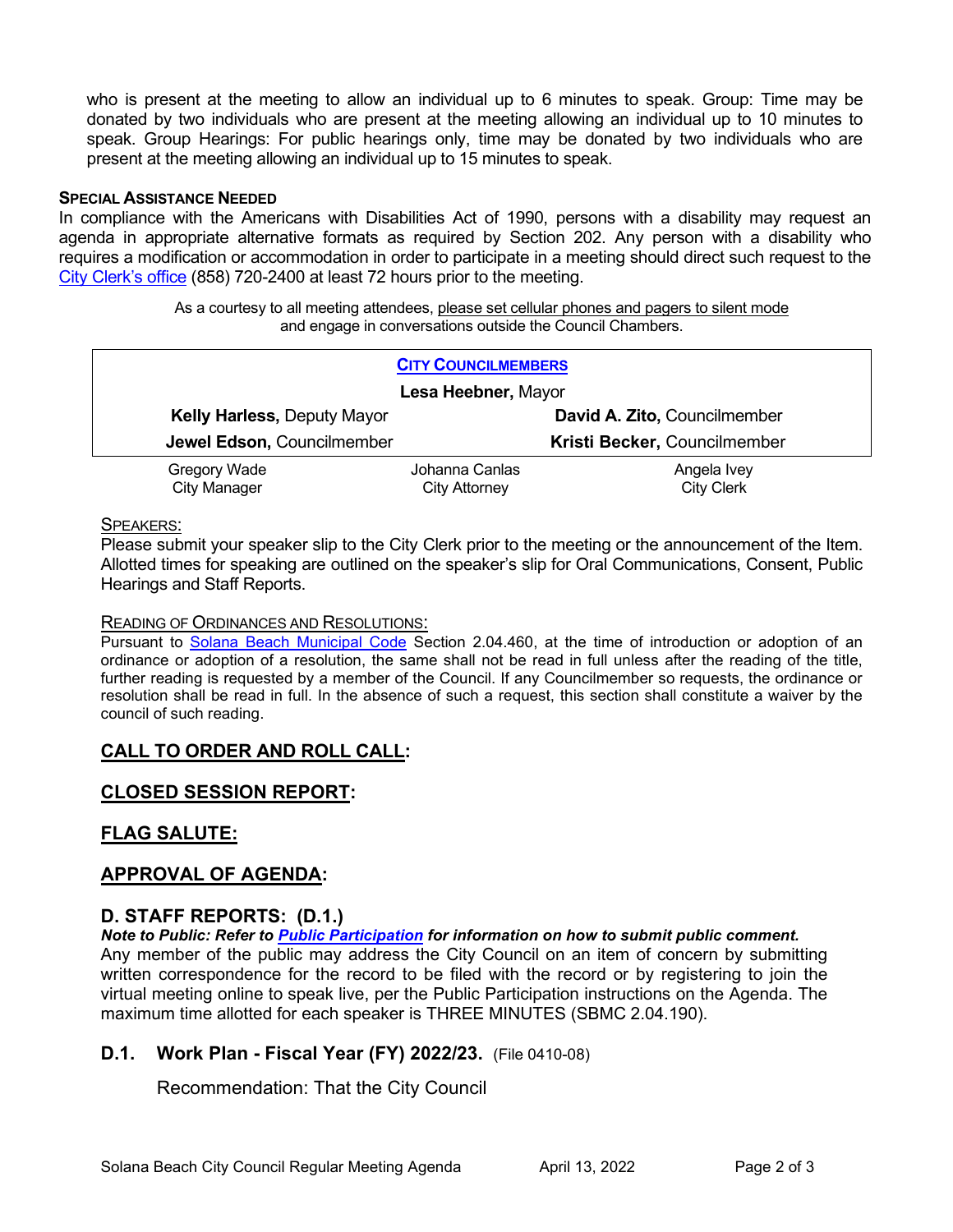who is present at the meeting to allow an individual up to 6 minutes to speak. Group: Time may be donated by two individuals who are present at the meeting allowing an individual up to 10 minutes to speak. Group Hearings: For public hearings only, time may be donated by two individuals who are present at the meeting allowing an individual up to 15 minutes to speak.

**SPECIAL ASSISTANCE NEEDED**

In compliance with the Americans with Disabilities Act of 1990, persons with a disability may request an agenda in appropriate alternative formats as required by Section 202. Any person with a disability who requires a modification or accommodation in order to participate in a meeting should direct such request to the City Clerk's office (858) 720-2400 at least 72 hours prior to the meeting.

As a courtesy to all meeting attendees, please set cellular phones and pagers to silent mode and engage in conversations outside the Council Chambers.

| CITY COUNCILMEMBERS | |
|---|---|
| **Lesa Heebner,** Mayor | |
| **Kelly Harless,** Deputy Mayor | **David A. Zito,** Councilmember |
| **Jewel Edson,** Councilmember | **Kristi Becker,** Councilmember |

| Gregory Wade | Johanna Canlas | Angela Ivey |
|---|---|---|
| City Manager | City Attorney | City Clerk |

SPEAKERS:

Please submit your speaker slip to the City Clerk prior to the meeting or the announcement of the Item. Allotted times for speaking are outlined on the speaker's slip for Oral Communications, Consent, Public Hearings and Staff Reports.

READING OF ORDINANCES AND RESOLUTIONS:

Pursuant to Solana Beach Municipal Code Section 2.04.460, at the time of introduction or adoption of an ordinance or adoption of a resolution, the same shall not be read in full unless after the reading of the title, further reading is requested by a member of the Council. If any Councilmember so requests, the ordinance or resolution shall be read in full. In the absence of such a request, this section shall constitute a waiver by the council of such reading.

## CALL TO ORDER AND ROLL CALL:

## CLOSED SESSION REPORT:

## FLAG SALUTE:

## APPROVAL OF AGENDA:

## D. STAFF REPORTS: (D.1.)

***Note to Public: Refer to Public Participation for information on how to submit public comment.***

Any member of the public may address the City Council on an item of concern by submitting written correspondence for the record to be filed with the record or by registering to join the virtual meeting online to speak live, per the Public Participation instructions on the Agenda. The maximum time allotted for each speaker is THREE MINUTES (SBMC 2.04.190).

### D.1. Work Plan - Fiscal Year (FY) 2022/23. (File 0410-08)

Recommendation: That the City Council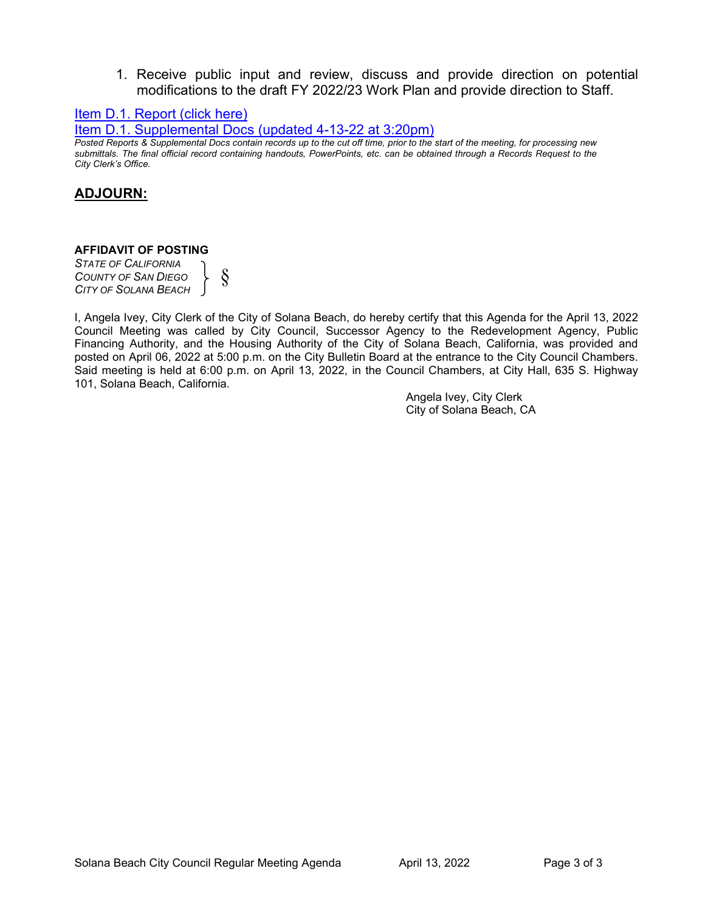1. Receive public input and review, discuss and provide direction on potential modifications to the draft FY 2022/23 Work Plan and provide direction to Staff.

[Item D.1. Report (click here)]

[Item D.1. Supplemental Docs (updated 4-13-22 at 3:20pm)]

*Posted Reports & Supplemental Docs contain records up to the cut off time, prior to the start of the meeting, for processing new submittals. The final official record containing handouts, PowerPoints, etc. can be obtained through a Records Request to the City Clerk's Office.*

## ADJOURN:

**AFFIDAVIT OF POSTING**

*STATE OF CALIFORNIA*
*COUNTY OF SAN DIEGO* } §
*CITY OF SOLANA BEACH*

I, Angela Ivey, City Clerk of the City of Solana Beach, do hereby certify that this Agenda for the April 13, 2022 Council Meeting was called by City Council, Successor Agency to the Redevelopment Agency, Public Financing Authority, and the Housing Authority of the City of Solana Beach, California, was provided and posted on April 06, 2022 at 5:00 p.m. on the City Bulletin Board at the entrance to the City Council Chambers. Said meeting is held at 6:00 p.m. on April 13, 2022, in the Council Chambers, at City Hall, 635 S. Highway 101, Solana Beach, California.

Angela Ivey, City Clerk
City of Solana Beach, CA